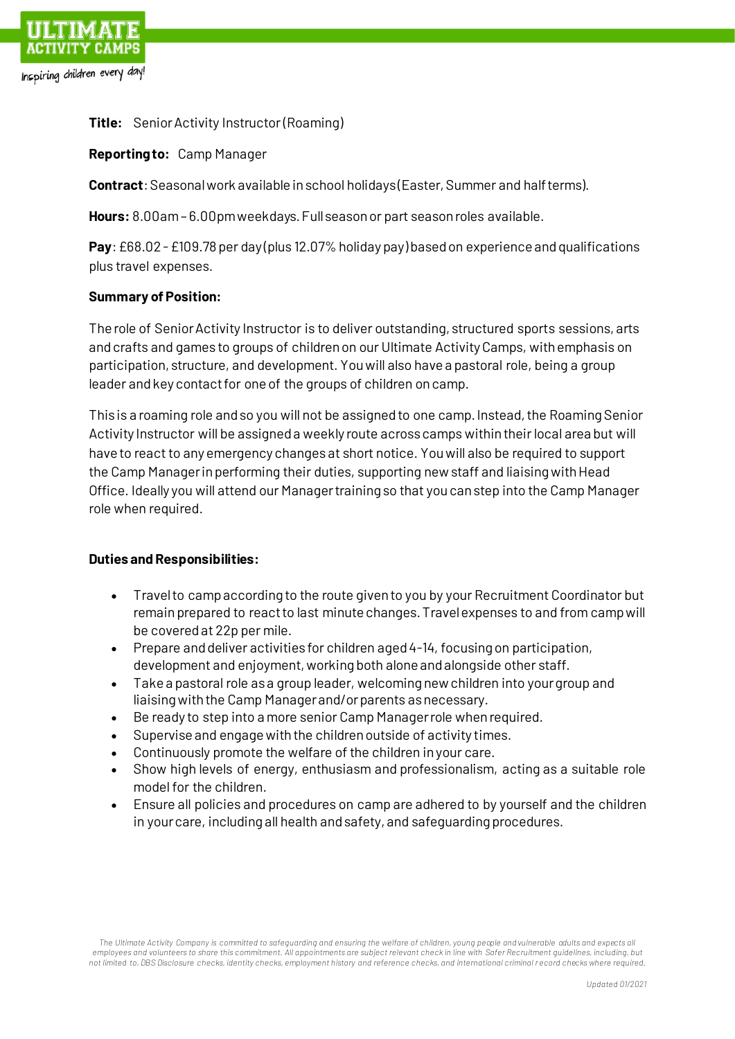**Title:** Senior Activity Instructor (Roaming)

**Reporting to:** Camp Manager

**Contract**: Seasonal work available in school holidays (Easter, Summer and half terms).

**Hours:** 8.00am – 6.00pm weekdays. Full season or part season roles available.

**Pay**: £68.02 - £109.78 per day (plus 12.07% holiday pay) based on experience and qualifications plus travel expenses.

**Summary of Position:**

The role of Senior Activity Instructor is to deliver outstanding, structured sports sessions, arts and crafts and games to groups of children on our Ultimate Activity Camps, with emphasis on participation, structure, and development. You will also have a pastoral role, being a group leader and key contact for one of the groups of children on camp.

This is a roaming role and so you will not be assigned to one camp. Instead, the Roaming Senior Activity Instructor will be assigned a weekly route across camps within their local area but will have to react to any emergency changes at short notice. You will also be required to support the Camp Manager in performing their duties, supporting new staff and liaising with Head Office. Ideally you will attend our Manager training so that you can step into the Camp Manager role when required.

**Duties and Responsibilities:**

- Travel to camp according to the route given to you by your Recruitment Coordinator but remain prepared to react to last minute changes. Travel expenses to and from camp will be covered at 22p per mile.
- Prepare and deliver activities for children aged 4-14, focusing on participation, development and enjoyment, working both alone and alongside other staff.
- Take a pastoral role as a group leader, welcoming new children into your group and liaising with the Camp Manager and/or parents as necessary.
- Be ready to step into a more senior Camp Manager role when required.
- Supervise and engage with the children outside of activity times.
- Continuously promote the welfare of the children in your care.
- Show high levels of energy, enthusiasm and professionalism, acting as a suitable role model for the children.
- Ensure all policies and procedures on camp are adhered to by yourself and the children in your care, including all health and safety, and safeguarding procedures.

*The Ultimate Activity Company is committed to safeguarding and ensuring the welfare of children, young people and vulnerable adults and expects all employees and volunteers to share this commitment. All appointments are subject relevant check in line with Safer Recruitment guidelines, including, but not limited to, DBS Disclosure checks, identity checks, employment history and reference checks, and international criminal record checks where required.*

*Updated 01/2021*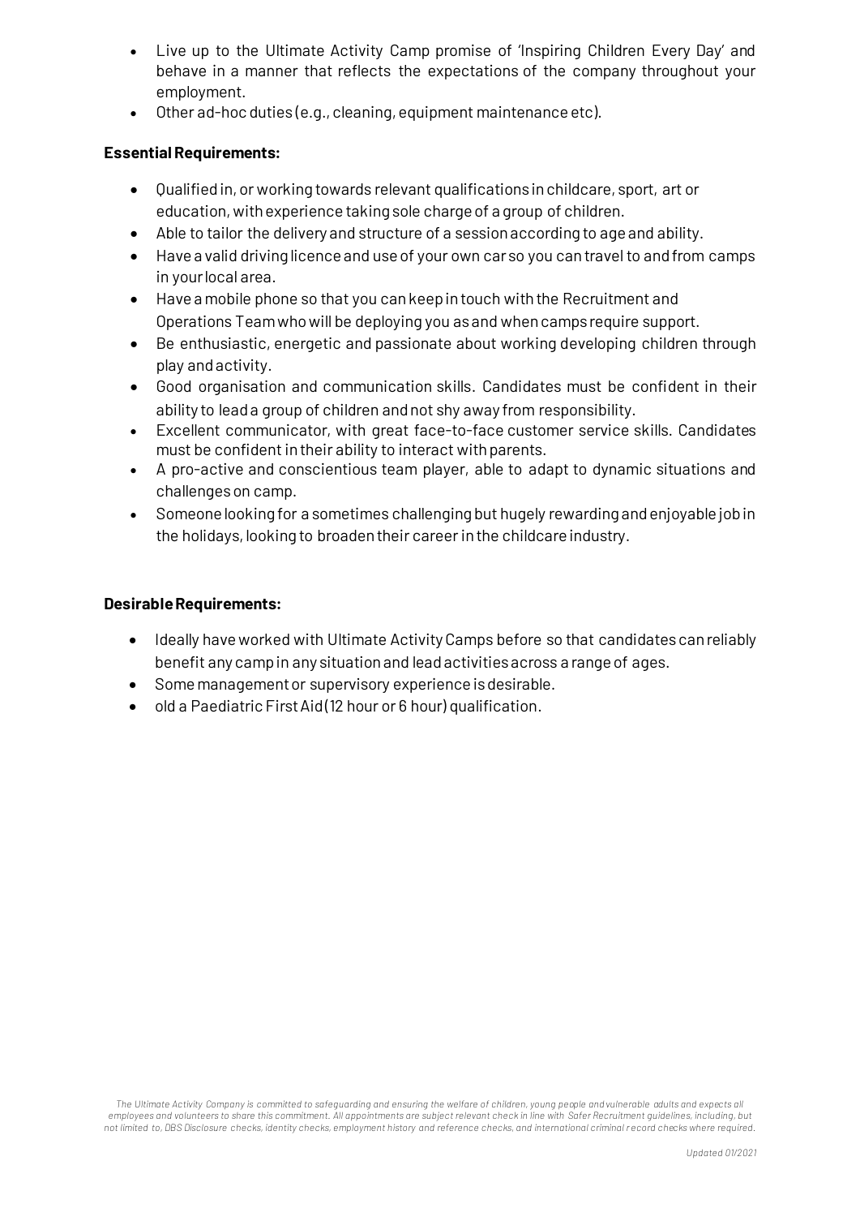- Live up to the Ultimate Activity Camp promise of 'Inspiring Children Every Day' and behave in a manner that reflects the expectations of the company throughout your employment.
- Other ad-hoc duties (e.g., cleaning, equipment maintenance etc).

**Essential Requirements:**

- Qualified in, or working towards relevant qualifications in childcare, sport, art or education, with experience taking sole charge of a group of children.
- Able to tailor the delivery and structure of a session according to age and ability.
- Have a valid driving licence and use of your own car so you can travel to and from camps in your local area.
- Have a mobile phone so that you can keep in touch with the Recruitment and Operations Team who will be deploying you as and when camps require support.
- Be enthusiastic, energetic and passionate about working developing children through play and activity.
- Good organisation and communication skills. Candidates must be confident in their ability to lead a group of children and not shy away from responsibility.
- Excellent communicator, with great face-to-face customer service skills. Candidates must be confident in their ability to interact with parents.
- A pro-active and conscientious team player, able to adapt to dynamic situations and challenges on camp.
- Someone looking for a sometimes challenging but hugely rewarding and enjoyable job in the holidays, looking to broaden their career in the childcare industry.

**Desirable Requirements:**

- Ideally have worked with Ultimate Activity Camps before so that candidates can reliably benefit any camp in any situation and lead activities across a range of ages.
- Some management or supervisory experience is desirable.
- old a Paediatric First Aid (12 hour or 6 hour) qualification.

*The Ultimate Activity Company is committed to safeguarding and ensuring the welfare of children, young people and vulnerable adults and expects all employees and volunteers to share this commitment. All appointments are subject relevant check in line with Safer Recruitment guidelines, including, but not limited to, DBS Disclosure checks, identity checks, employment history and reference checks, and international criminal record checks where required.*

*Updated 01/2021*